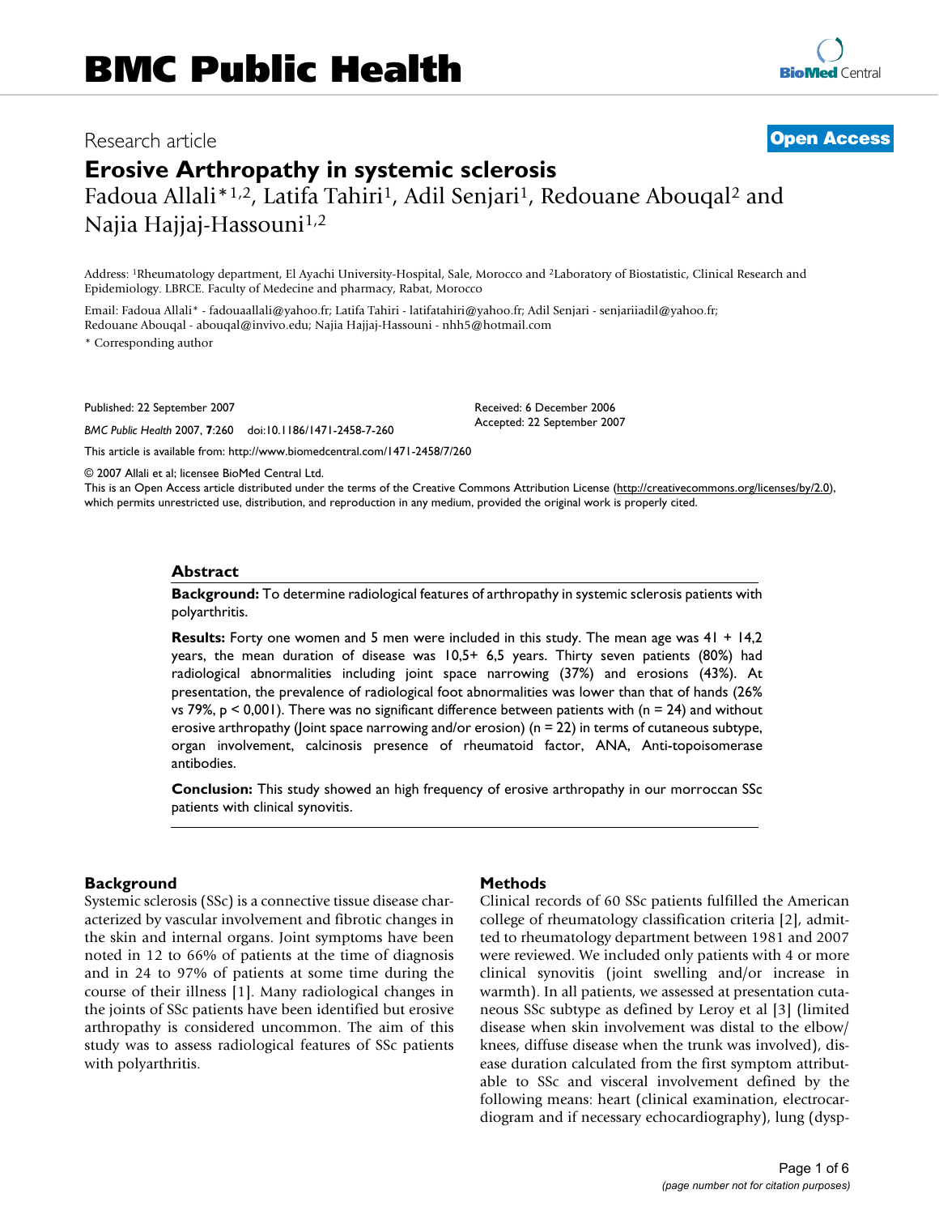Research article

**Open Access**

# Erosive Arthropathy in systemic sclerosis

Fadoua Allali*[1,2], Latifa Tahiri[1], Adil Senjari[1], Redouane Abouqal[2] and Najia Hajjaj-Hassouni[1,2]

Address: [1]Rheumatology department, El Ayachi University-Hospital, Sale, Morocco and [2]Laboratory of Biostatistic, Clinical Research and Epidemiology. LBRCE. Faculty of Medecine and pharmacy, Rabat, Morocco

Email: Fadoua Allali* - fadouaallali@yahoo.fr; Latifa Tahiri - latifatahiri@yahoo.fr; Adil Senjari - senjariiadil@yahoo.fr; Redouane Abouqal - abouqal@invivo.edu; Najia Hajjaj-Hassouni - nhh5@hotmail.com

* Corresponding author

Published: 22 September 2007

*BMC Public Health* 2007, **7**:260 doi:10.1186/1471-2458-7-260

Received: 6 December 2006
Accepted: 22 September 2007

This article is available from: http://www.biomedcentral.com/1471-2458/7/260

© 2007 Allali et al; licensee BioMed Central Ltd.
This is an Open Access article distributed under the terms of the Creative Commons Attribution License (http://creativecommons.org/licenses/by/2.0), which permits unrestricted use, distribution, and reproduction in any medium, provided the original work is properly cited.

## Abstract

**Background:** To determine radiological features of arthropathy in systemic sclerosis patients with polyarthritis.

**Results:** Forty one women and 5 men were included in this study. The mean age was 41 + 14,2 years, the mean duration of disease was 10,5+ 6,5 years. Thirty seven patients (80%) had radiological abnormalities including joint space narrowing (37%) and erosions (43%). At presentation, the prevalence of radiological foot abnormalities was lower than that of hands (26% vs 79%, p < 0,001). There was no significant difference between patients with (n = 24) and without erosive arthropathy (Joint space narrowing and/or erosion) (n = 22) in terms of cutaneous subtype, organ involvement, calcinosis presence of rheumatoid factor, ANA, Anti-topoisomerase antibodies.

**Conclusion:** This study showed an high frequency of erosive arthropathy in our morroccan SSc patients with clinical synovitis.

## Background

Systemic sclerosis (SSc) is a connective tissue disease characterized by vascular involvement and fibrotic changes in the skin and internal organs. Joint symptoms have been noted in 12 to 66% of patients at the time of diagnosis and in 24 to 97% of patients at some time during the course of their illness [1]. Many radiological changes in the joints of SSc patients have been identified but erosive arthropathy is considered uncommon. The aim of this study was to assess radiological features of SSc patients with polyarthritis.

## Methods

Clinical records of 60 SSc patients fulfilled the American college of rheumatology classification criteria [2], admitted to rheumatology department between 1981 and 2007 were reviewed. We included only patients with 4 or more clinical synovitis (joint swelling and/or increase in warmth). In all patients, we assessed at presentation cutaneous SSc subtype as defined by Leroy et al [3] (limited disease when skin involvement was distal to the elbow/knees, diffuse disease when the trunk was involved), disease duration calculated from the first symptom attributable to SSc and visceral involvement defined by the following means: heart (clinical examination, electrocardiogram and if necessary echocardiography), lung (dysp-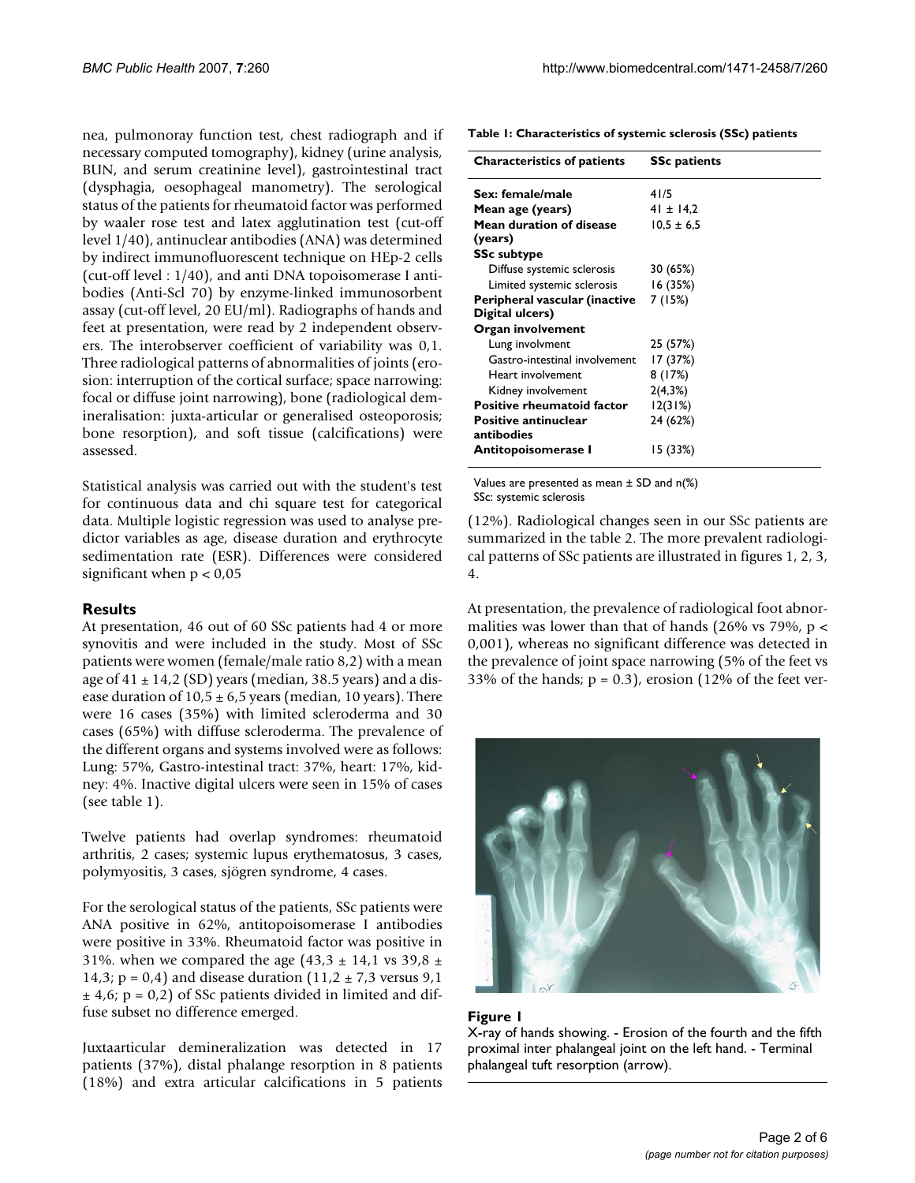nea, pulmonoray function test, chest radiograph and if necessary computed tomography), kidney (urine analysis, BUN, and serum creatinine level), gastrointestinal tract (dysphagia, oesophageal manometry). The serological status of the patients for rheumatoid factor was performed by waaler rose test and latex agglutination test (cut-off level 1/40), antinuclear antibodies (ANA) was determined by indirect immunofluorescent technique on HEp-2 cells (cut-off level : 1/40), and anti DNA topoisomerase I antibodies (Anti-Scl 70) by enzyme-linked immunosorbent assay (cut-off level, 20 EU/ml). Radiographs of hands and feet at presentation, were read by 2 independent observers. The interobserver coefficient of variability was 0,1. Three radiological patterns of abnormalities of joints (erosion: interruption of the cortical surface; space narrowing: focal or diffuse joint narrowing), bone (radiological demineralisation: juxta-articular or generalised osteoporosis; bone resorption), and soft tissue (calcifications) were assessed.

Statistical analysis was carried out with the student's test for continuous data and chi square test for categorical data. Multiple logistic regression was used to analyse predictor variables as age, disease duration and erythrocyte sedimentation rate (ESR). Differences were considered significant when $p < 0,05$

## Results

At presentation, 46 out of 60 SSc patients had 4 or more synovitis and were included in the study. Most of SSc patients were women (female/male ratio 8,2) with a mean age of 41 ± 14,2 (SD) years (median, 38.5 years) and a disease duration of 10,5 ± 6,5 years (median, 10 years). There were 16 cases (35%) with limited scleroderma and 30 cases (65%) with diffuse scleroderma. The prevalence of the different organs and systems involved were as follows: Lung: 57%, Gastro-intestinal tract: 37%, heart: 17%, kidney: 4%. Inactive digital ulcers were seen in 15% of cases (see table 1).

Twelve patients had overlap syndromes: rheumatoid arthritis, 2 cases; systemic lupus erythematosus, 3 cases, polymyositis, 3 cases, sjögren syndrome, 4 cases.

For the serological status of the patients, SSc patients were ANA positive in 62%, antitopoisomerase I antibodies were positive in 33%. Rheumatoid factor was positive in 31%. when we compared the age (43,3 ± 14,1 vs 39,8 ± 14,3; p = 0,4) and disease duration (11,2 ± 7,3 versus 9,1 ± 4,6; p = 0,2) of SSc patients divided in limited and diffuse subset no difference emerged.

Juxtaarticular demineralization was detected in 17 patients (37%), distal phalange resorption in 8 patients (18%) and extra articular calcifications in 5 patients (12%). Radiological changes seen in our SSc patients are summarized in the table 2. The more prevalent radiological patterns of SSc patients are illustrated in figures 1, 2, 3, 4.

At presentation, the prevalence of radiological foot abnormalities was lower than that of hands (26% vs 79%, p < 0,001), whereas no significant difference was detected in the prevalence of joint space narrowing (5% of the feet vs 33% of the hands; p = 0.3), erosion (12% of the feet ver-

**Table 1: Characteristics of systemic sclerosis (SSc) patients**

| Characteristics of patients | SSc patients |
|---|---|
| **Sex: female/male** | 41/5 |
| **Mean age (years)** | 41 ± 14,2 |
| **Mean duration of disease (years)** | 10,5 ± 6,5 |
| **SSc subtype** | |
| Diffuse systemic sclerosis | 30 (65%) |
| Limited systemic sclerosis | 16 (35%) |
| **Peripheral vascular (inactive Digital ulcers)** | 7 (15%) |
| **Organ involvement** | |
| Lung involvment | 25 (57%) |
| Gastro-intestinal involvement | 17 (37%) |
| Heart involvement | 8 (17%) |
| Kidney involvement | 2(4,3%) |
| **Positive rheumatoid factor** | 12(31%) |
| **Positive antinuclear antibodies** | 24 (62%) |
| **Antitopoisomerase I** | 15 (33%) |

Values are presented as mean ± SD and n(%)
SSc: systemic sclerosis

**Figure 1**
X-ray of hands showing. - Erosion of the fourth and the fifth proximal inter phalangeal joint on the left hand. - Terminal phalangeal tuft resorption (arrow).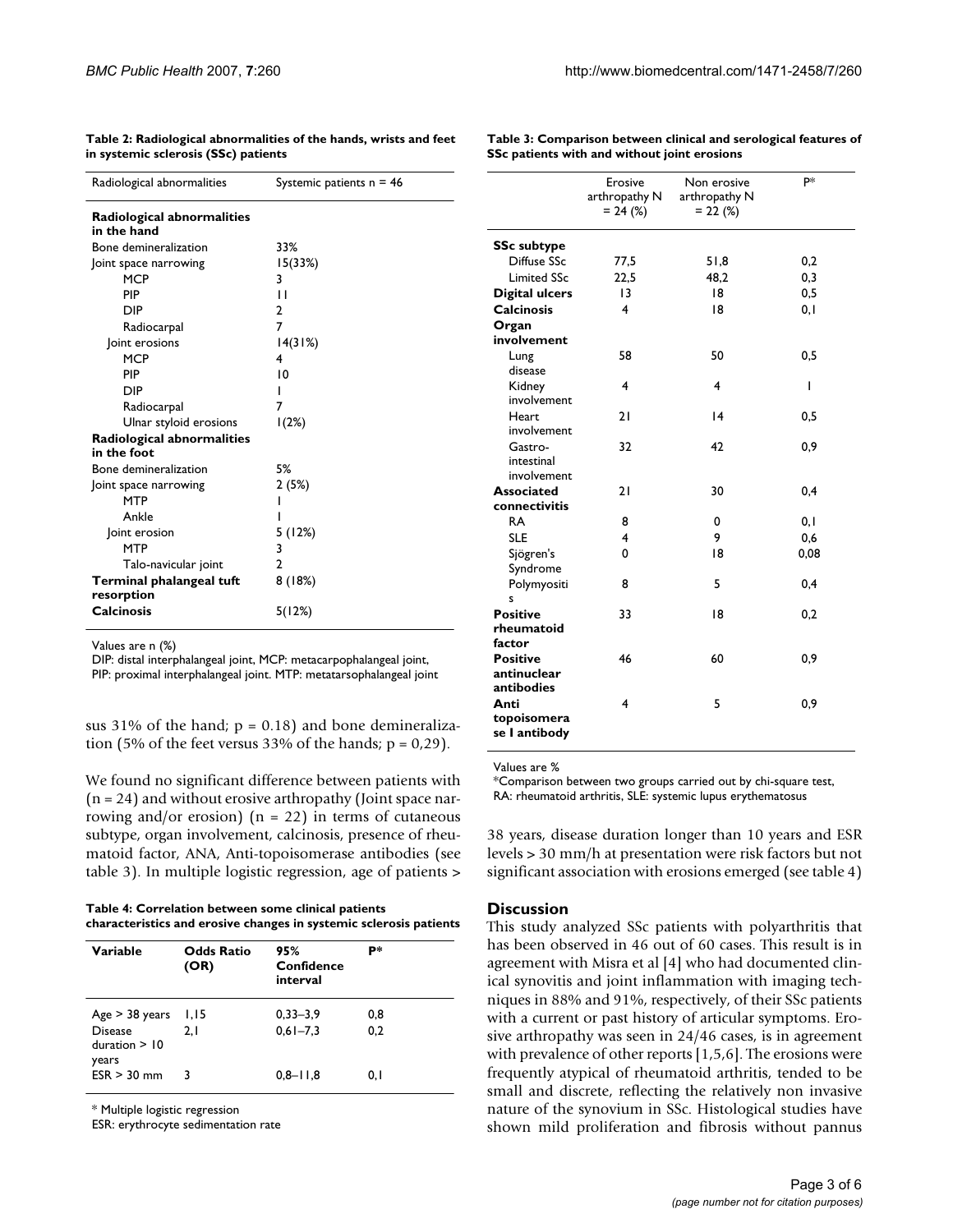**Table 2: Radiological abnormalities of the hands, wrists and feet in systemic sclerosis (SSc) patients**

| Radiological abnormalities | Systemic patients n = 46 |
|---|---|
| **Radiological abnormalities in the hand** | |
| Bone demineralization | 33% |
| Joint space narrowing | 15(33%) |
| MCP | 3 |
| PIP | 11 |
| DIP | 2 |
| Radiocarpal | 7 |
| Joint erosions | 14(31%) |
| MCP | 4 |
| PIP | 10 |
| DIP | 1 |
| Radiocarpal | 7 |
| Ulnar styloid erosions | 1(2%) |
| **Radiological abnormalities in the foot** | |
| Bone demineralization | 5% |
| Joint space narrowing | 2 (5%) |
| MTP | 1 |
| Ankle | 1 |
| Joint erosion | 5 (12%) |
| MTP | 3 |
| Talo-navicular joint | 2 |
| **Terminal phalangeal tuft resorption** | 8 (18%) |
| **Calcinosis** | 5(12%) |

Values are n (%)
DIP: distal interphalangeal joint, MCP: metacarpophalangeal joint, PIP: proximal interphalangeal joint. MTP: metatarsophalangeal joint

sus 31% of the hand; p = 0.18) and bone demineralization (5% of the feet versus 33% of the hands; p = 0,29).

We found no significant difference between patients with (n = 24) and without erosive arthropathy (Joint space narrowing and/or erosion) (n = 22) in terms of cutaneous subtype, organ involvement, calcinosis, presence of rheumatoid factor, ANA, Anti-topoisomerase antibodies (see table 3). In multiple logistic regression, age of patients > 38 years, disease duration longer than 10 years and ESR levels > 30 mm/h at presentation were risk factors but not significant association with erosions emerged (see table 4)

**Table 3: Comparison between clinical and serological features of SSc patients with and without joint erosions**

| | Erosive arthropathy N = 24 (%) | Non erosive arthropathy N = 22 (%) | P* |
|---|---|---|---|
| **SSc subtype** | | | |
| Diffuse SSc | 77,5 | 51,8 | 0,2 |
| Limited SSc | 22,5 | 48,2 | 0,3 |
| **Digital ulcers** | 13 | 18 | 0,5 |
| **Calcinosis** | 4 | 18 | 0,1 |
| **Organ involvement** | | | |
| Lung disease | 58 | 50 | 0,5 |
| Kidney involvement | 4 | 4 | 1 |
| Heart involvement | 21 | 14 | 0,5 |
| Gastro-intestinal involvement | 32 | 42 | 0,9 |
| **Associated connectivitis** | 21 | 30 | 0,4 |
| RA | 8 | 0 | 0,1 |
| SLE | 4 | 9 | 0,6 |
| Sjögren's Syndrome | 0 | 18 | 0,08 |
| Polymyositis | 8 | 5 | 0,4 |
| **Positive rheumatoid factor** | 33 | 18 | 0,2 |
| **Positive antinuclear antibodies** | 46 | 60 | 0,9 |
| **Anti topoisomerase I antibody** | 4 | 5 | 0,9 |

Values are %
*Comparison between two groups carried out by chi-square test, RA: rheumatoid arthritis, SLE: systemic lupus erythematosus

**Table 4: Correlation between some clinical patients characteristics and erosive changes in systemic sclerosis patients**

| Variable | Odds Ratio (OR) | 95% Confidence interval | P* |
|---|---|---|---|
| Age > 38 years | 1,15 | 0,33–3,9 | 0,8 |
| Disease duration > 10 years | 2,1 | 0,61–7,3 | 0,2 |
| ESR > 30 mm | 3 | 0,8–11,8 | 0,1 |

* Multiple logistic regression
ESR: erythrocyte sedimentation rate

## Discussion

This study analyzed SSc patients with polyarthritis that has been observed in 46 out of 60 cases. This result is in agreement with Misra et al [4] who had documented clinical synovitis and joint inflammation with imaging techniques in 88% and 91%, respectively, of their SSc patients with a current or past history of articular symptoms. Erosive arthropathy was seen in 24/46 cases, is in agreement with prevalence of other reports [1,5,6]. The erosions were frequently atypical of rheumatoid arthritis, tended to be small and discrete, reflecting the relatively non invasive nature of the synovium in SSc. Histological studies have shown mild proliferation and fibrosis without pannus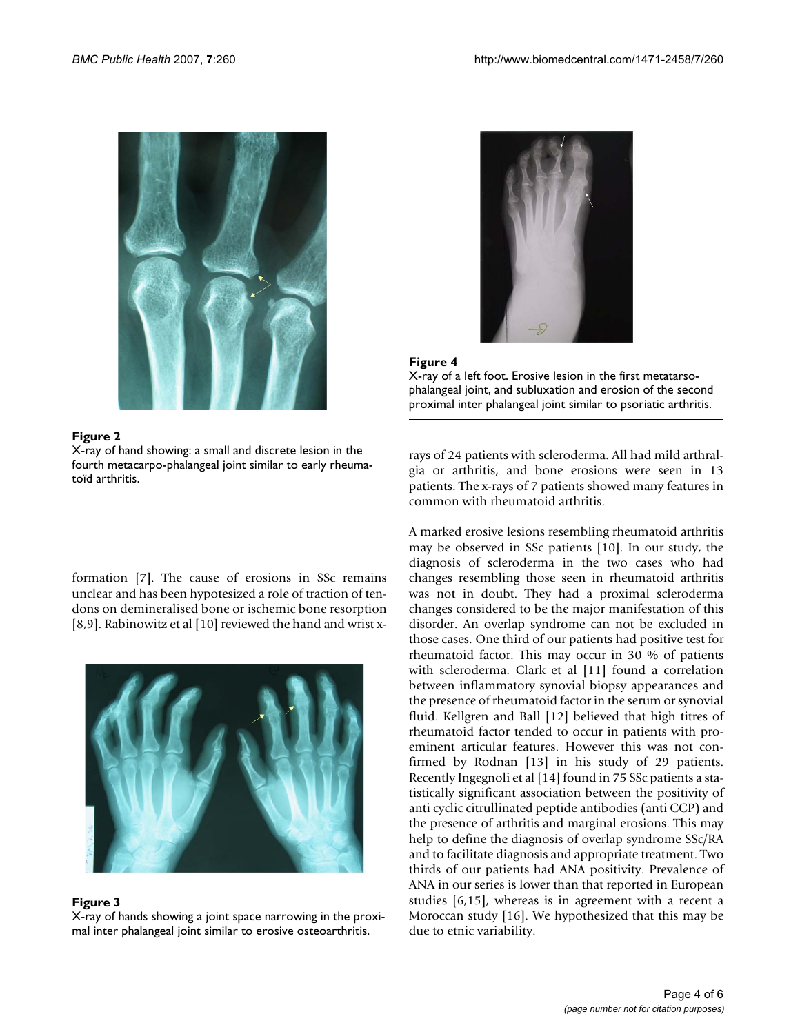**Figure 2**
X-ray of hand showing: a small and discrete lesion in the fourth metacarpo-phalangeal joint similar to early rheumatoïd arthritis.

**Figure 4**
X-ray of a left foot. Erosive lesion in the first metatarso-phalangeal joint, and subluxation and erosion of the second proximal inter phalangeal joint similar to psoriatic arthritis.

formation [7]. The cause of erosions in SSc remains unclear and has been hypotesized a role of traction of tendons on demineralised bone or ischemic bone resorption [8,9]. Rabinowitz et al [10] reviewed the hand and wrist x-rays of 24 patients with scleroderma. All had mild arthralgia or arthritis, and bone erosions were seen in 13 patients. The x-rays of 7 patients showed many features in common with rheumatoid arthritis.

**Figure 3**
X-ray of hands showing a joint space narrowing in the proximal inter phalangeal joint similar to erosive osteoarthritis.

A marked erosive lesions resembling rheumatoid arthritis may be observed in SSc patients [10]. In our study, the diagnosis of scleroderma in the two cases who had changes resembling those seen in rheumatoid arthritis was not in doubt. They had a proximal scleroderma changes considered to be the major manifestation of this disorder. An overlap syndrome can not be excluded in those cases. One third of our patients had positive test for rheumatoid factor. This may occur in 30 % of patients with scleroderma. Clark et al [11] found a correlation between inflammatory synovial biopsy appearances and the presence of rheumatoid factor in the serum or synovial fluid. Kellgren and Ball [12] believed that high titres of rheumatoid factor tended to occur in patients with proeminent articular features. However this was not confirmed by Rodnan [13] in his study of 29 patients. Recently Ingegnoli et al [14] found in 75 SSc patients a statistically significant association between the positivity of anti cyclic citrullinated peptide antibodies (anti CCP) and the presence of arthritis and marginal erosions. This may help to define the diagnosis of overlap syndrome SSc/RA and to facilitate diagnosis and appropriate treatment. Two thirds of our patients had ANA positivity. Prevalence of ANA in our series is lower than that reported in European studies [6,15], whereas is in agreement with a recent a Moroccan study [16]. We hypothesized that this may be due to etnic variability.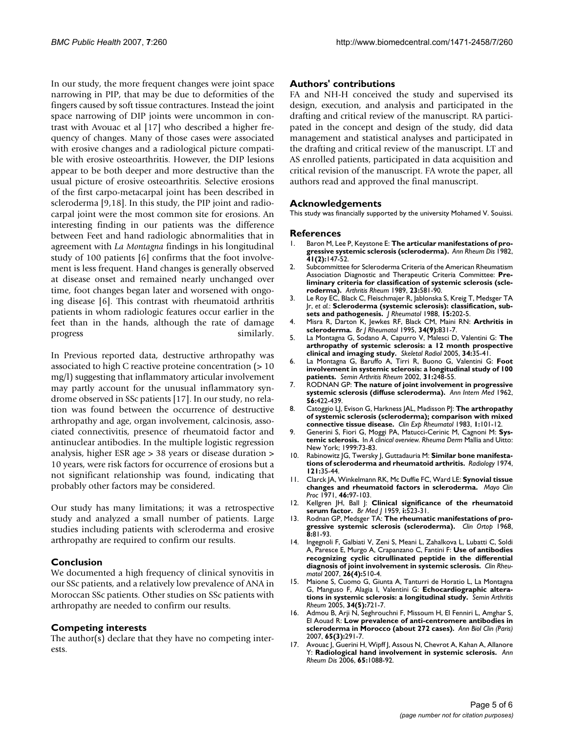In our study, the more frequent changes were joint space narrowing in PIP, that may be due to deformities of the fingers caused by soft tissue contractures. Instead the joint space narrowing of DIP joints were uncommon in contrast with Avouac et al [17] who described a higher frequency of changes. Many of those cases were associated with erosive changes and a radiological picture compatible with erosive osteoarthritis. However, the DIP lesions appear to be both deeper and more destructive than the usual picture of erosive osteoarthritis. Selective erosions of the first carpo-metacarpal joint has been described in scleroderma [9,18]. In this study, the PIP joint and radiocarpal joint were the most common site for erosions. An interesting finding in our patients was the difference between Feet and hand radiologic abnormalities that in agreement with *La Montagna* findings in his longitudinal study of 100 patients [6] confirms that the foot involvement is less frequent. Hand changes is generally observed at disease onset and remained nearly unchanged over time, foot changes began later and worsened with ongoing disease [6]. This contrast with rheumatoid arthritis patients in whom radiologic features occur earlier in the feet than in the hands, although the rate of damage progress similarly.

In Previous reported data, destructive arthropathy was associated to high C reactive proteine concentration (> 10 mg/l) suggesting that inflammatory articular involvement may partly account for the unusual inflammatory syndrome observed in SSc patients [17]. In our study, no relation was found between the occurrence of destructive arthropathy and age, organ involvement, calcinosis, associated connectivitis, presence of rheumatoid factor and antinuclear antibodies. In the multiple logistic regression analysis, higher ESR age > 38 years or disease duration > 10 years, were risk factors for occurrence of erosions but a not significant relationship was found, indicating that probably other factors may be considered.

Our study has many limitations; it was a retrospective study and analyzed a small number of patients. Large studies including patients with scleroderma and erosive arthropathy are required to confirm our results.

## Conclusion

We documented a high frequency of clinical synovitis in our SSc patients, and a relatively low prevalence of ANA in Moroccan SSc patients. Other studies on SSc patients with arthropathy are needed to confirm our results.

## Competing interests

The author(s) declare that they have no competing interests.

## Authors' contributions

FA and NH-H conceived the study and supervised its design, execution, and analysis and participated in the drafting and critical review of the manuscript. RA participated in the concept and design of the study, did data management and statistical analyses and participated in the drafting and critical review of the manuscript. LT and AS enrolled patients, participated in data acquisition and critical revision of the manuscript. FA wrote the paper, all authors read and approved the final manuscript.

## Acknowledgements

This study was financially supported by the university Mohamed V. Souissi.

## References

1. Baron M, Lee P, Keystone E: **The articular manifestations of progressive systemic sclerosis (scleroderma).** *Ann Rheum Dis* 1982, **41(2):**147-52.
2. Subcommittee for Scleroderma Criteria of the American Rheumatism Association Diagnostic and Therapeutic Criteria Committee: **Preliminary criteria for classification of systemic sclerosis (scleroderma).** *Arthritis Rheum* 1989, **23:**581-90.
3. Le Roy EC, Black C, Fleischmajer R, Jablonska S, Kreig T, Medsger TA Jr, *et al.*: **Scleroderma (systemic sclerosis): classification, subsets and pathogenesis.** *J Rheumatol* 1988, **15:**202-5.
4. Misra R, Darton K, Jewkes RF, Black CM, Maini RN: **Arthritis in scleroderma.** *Br J Rheumatol* 1995, **34(9):**831-7.
5. La Montagna G, Sodano A, Capurro V, Malesci D, Valentini G: **The arthropathy of systemic sclerosis: a 12 month prospective clinical and imaging study.** *Skeletal Radiol* 2005, **34:**35-41.
6. La Montagna G, Baruffo A, Tirri R, Buono G, Valentini G: **Foot involvement in systemic sclerosis: a longitudinal study of 100 patients.** *Semin Arthritis Rheum* 2002, **31:**248-55.
7. RODNAN GP: **The nature of joint involvement in progressive systemic sclerosis (diffuse scleroderma).** *Ann Intern Med* 1962, **56:**422-439.
8. Catoggio LJ, Evison G, Harkness JAL, Madisson PJ: **The arthropathy of systemic sclerosis (scleroderma); comparison with mixed connective tissue disease.** *Clin Exp Rheumatol* 1983, **1:**101-12.
9. Generini S, Fiori G, Moggi PA, Matucci-Cerinic M, Cagnoni M: **Systemic sclerosis.** In *A clinical overview. Rheuma Derm* Mallia and Uitto: New York; 1999:73-83.
10. Rabinowitz JG, Twersky J, Guttadauria M: **Similar bone manifestations of scleroderma and rheumatoid arthritis.** *Radiology* 1974, **121:**35-44.
11. Clarck JA, Winkelmann RK, Mc Duffie FC, Ward LE: **Synovial tissue changes and rheumatoid factors in scleroderma.** *Mayo Clin Proc* 1971, **46:**97-103.
12. Kellgren JH, Ball J: **Clinical significance of the rheumatoid serum factor.** *Br Med J* 1959, **i:**523-31.
13. Rodnan GP, Medsger TA: **The rheumatic manifestations of progressive systemic sclerosis (scleroderma).** *Clin Ortop* 1968, **8:**81-93.
14. Ingegnoli F, Galbiati V, Zeni S, Meani L, Zahalkova L, Lubatti C, Soldi A, Paresce E, Murgo A, Crapanzano C, Fantini F: **Use of antibodies recognizing cyclic citrullinated peptide in the differential diagnosis of joint involvement in systemic sclerosis.** *Clin Rheumatol* 2007, **26(4):**510-4.
15. Maione S, Cuomo G, Giunta A, Tanturri de Horatio L, La Montagna G, Manguso F, Alagia I, Valentini G: **Echocardiographic alterations in systemic sclerosis: a longitudinal study.** *Semin Arthritis Rheum* 2005, **34(5):**721-7.
16. Admou B, Arji N, Seghrouchni F, Missoum H, El Fenniri L, Amghar S, El Aouad R: **Low prevalence of anti-centromere antibodies in scleroderma in Morocco (about 272 cases).** *Ann Biol Clin (Paris)* 2007, **65(3):**291-7.
17. Avouac J, Guerini H, Wipff J, Assous N, Chevrot A, Kahan A, Allanore Y: **Radiological hand involvement in systemic sclerosis.** *Ann Rheum Dis* 2006, **65:**1088-92.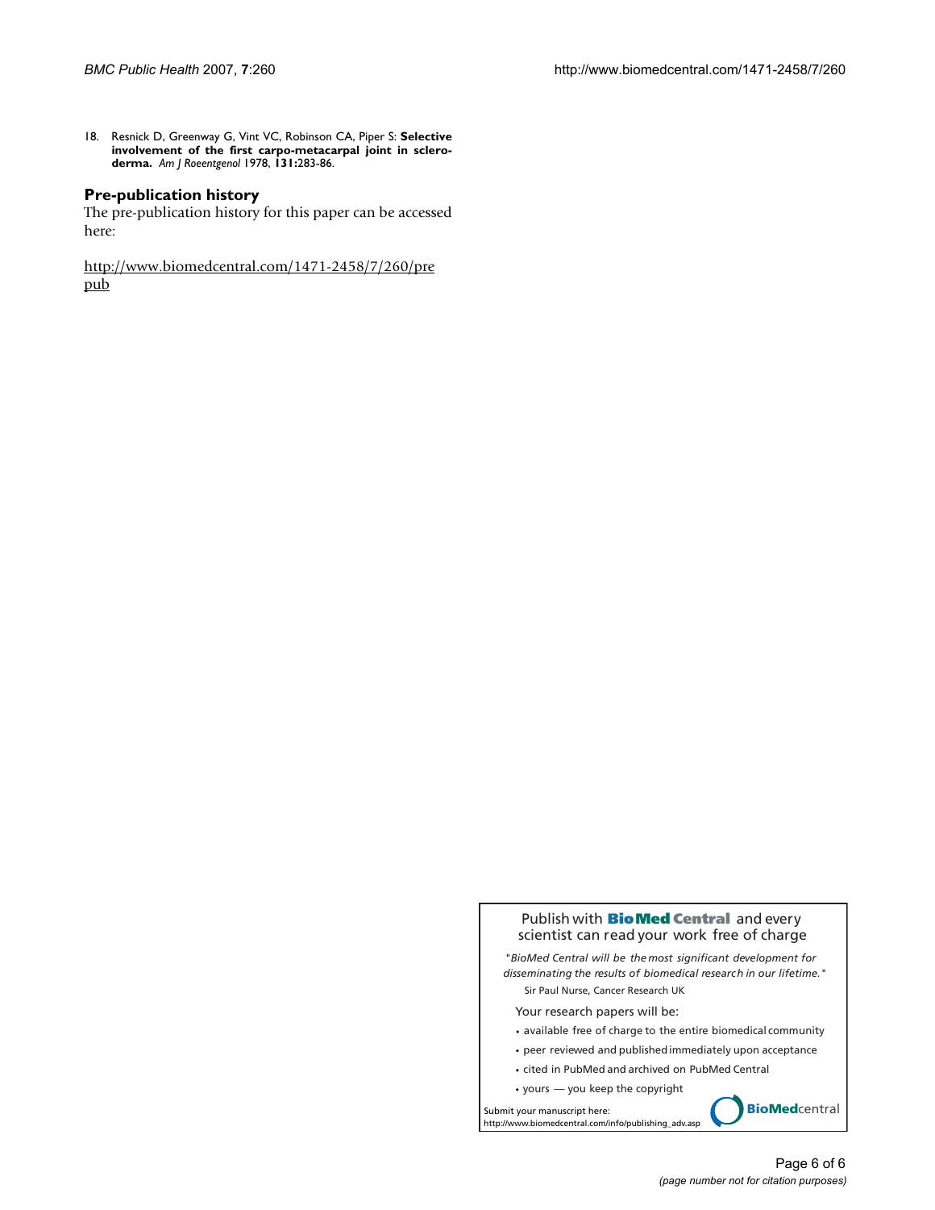18. Resnick D, Greenway G, Vint VC, Robinson CA, Piper S: **Selective involvement of the first carpo-metacarpal joint in scleroderma.** *Am J Roeentgenol* 1978, **131:**283-86.

## Pre-publication history

The pre-publication history for this paper can be accessed here:

http://www.biomedcentral.com/1471-2458/7/260/prepub

Publish with **BioMed Central** and every scientist can read your work free of charge

"*BioMed Central will be the most significant development for disseminating the results of biomedical research in our lifetime.*"

Sir Paul Nurse, Cancer Research UK

Your research papers will be:

- available free of charge to the entire biomedical community
- peer reviewed and published immediately upon acceptance
- cited in PubMed and archived on PubMed Central
- yours — you keep the copyright

Submit your manuscript here:
http://www.biomedcentral.com/info/publishing_adv.asp

**BioMed**central